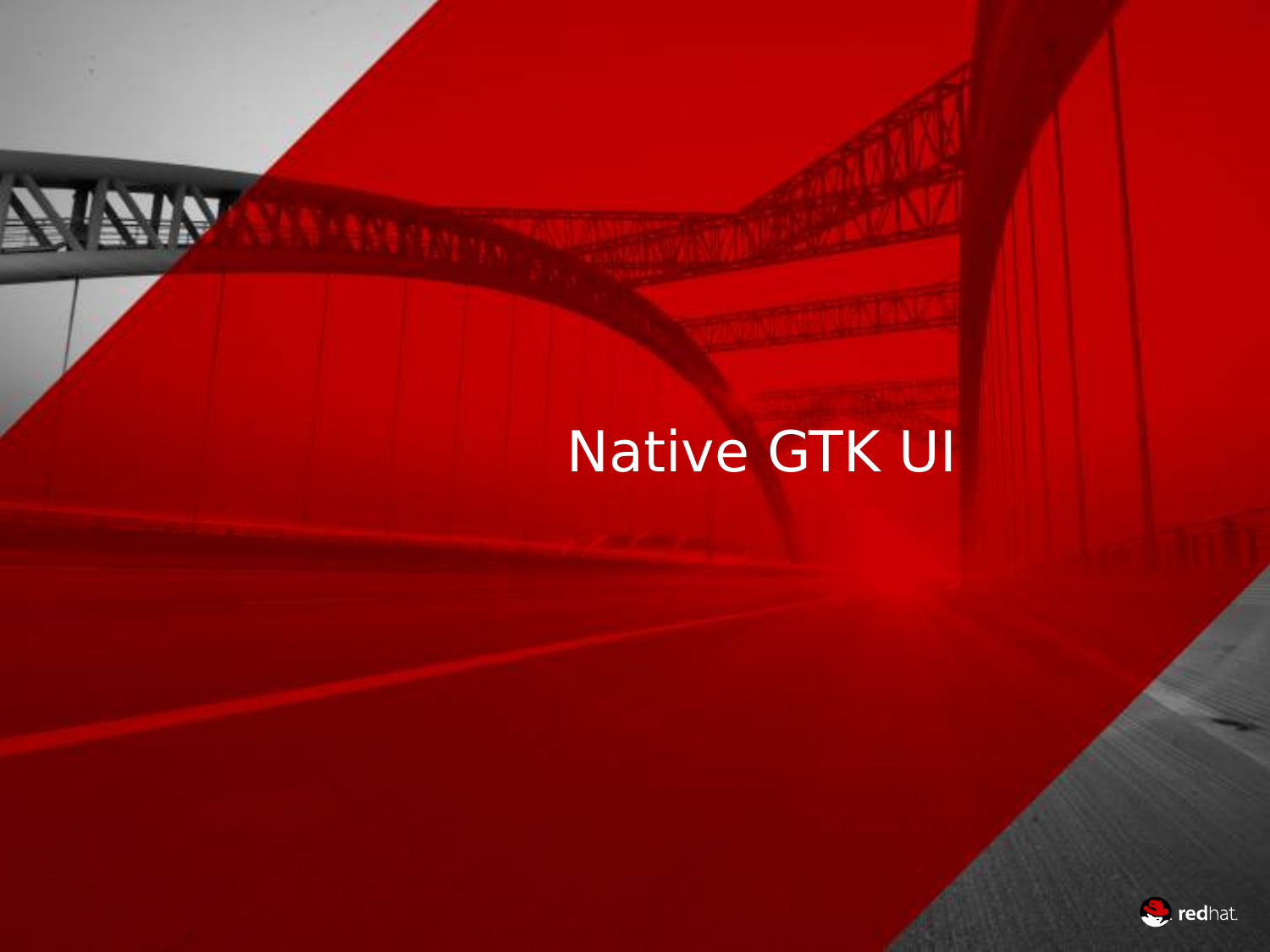# Native GTK UI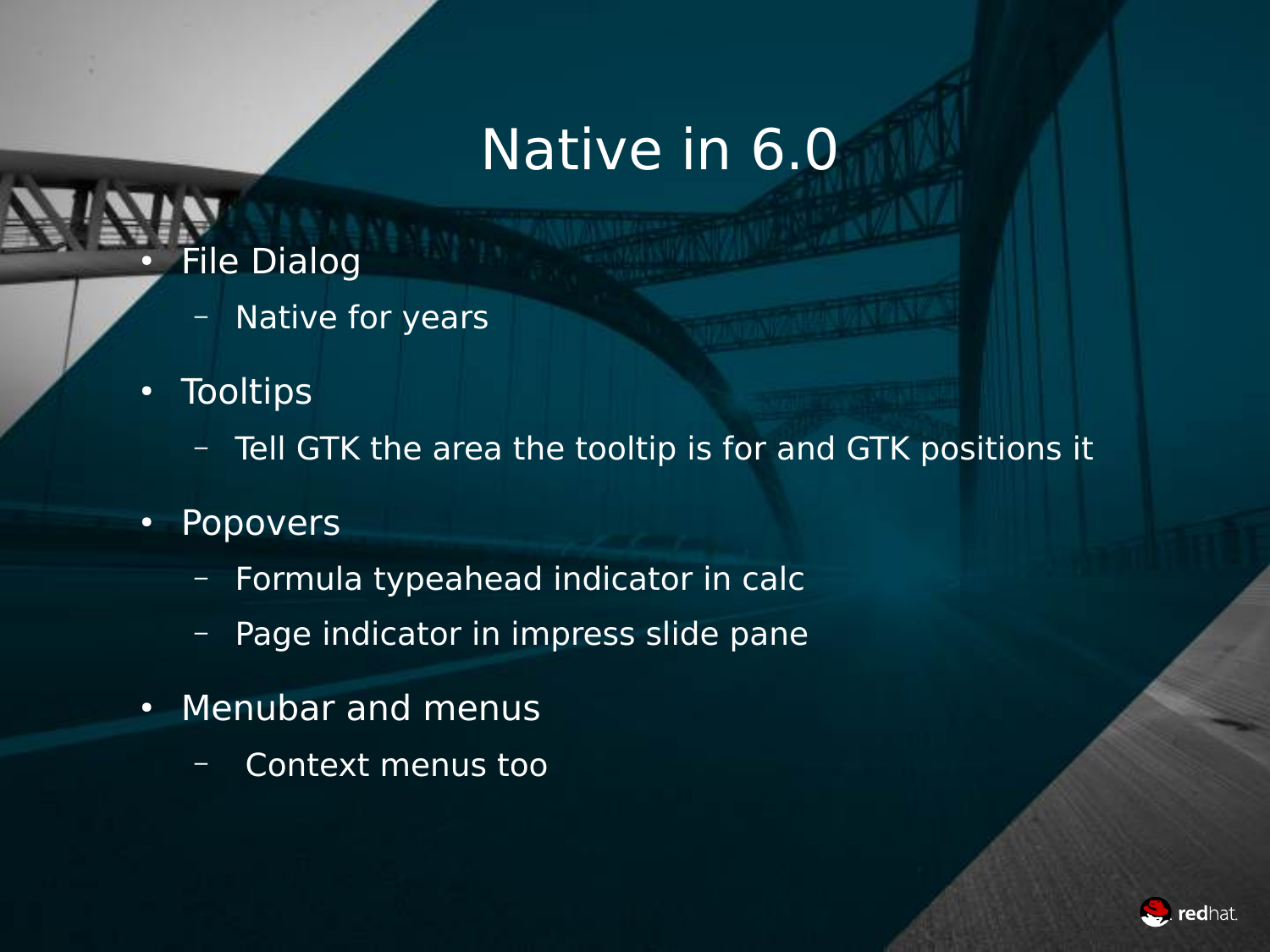# Native in 6.0

- File Dialog
  - Native for years
- Tooltips
  - Tell GTK the area the tooltip is for and GTK positions it
- Popovers
  - Formula typeahead indicator in calc
  - Page indicator in impress slide pane
- Menubar and menus
  - Context menus too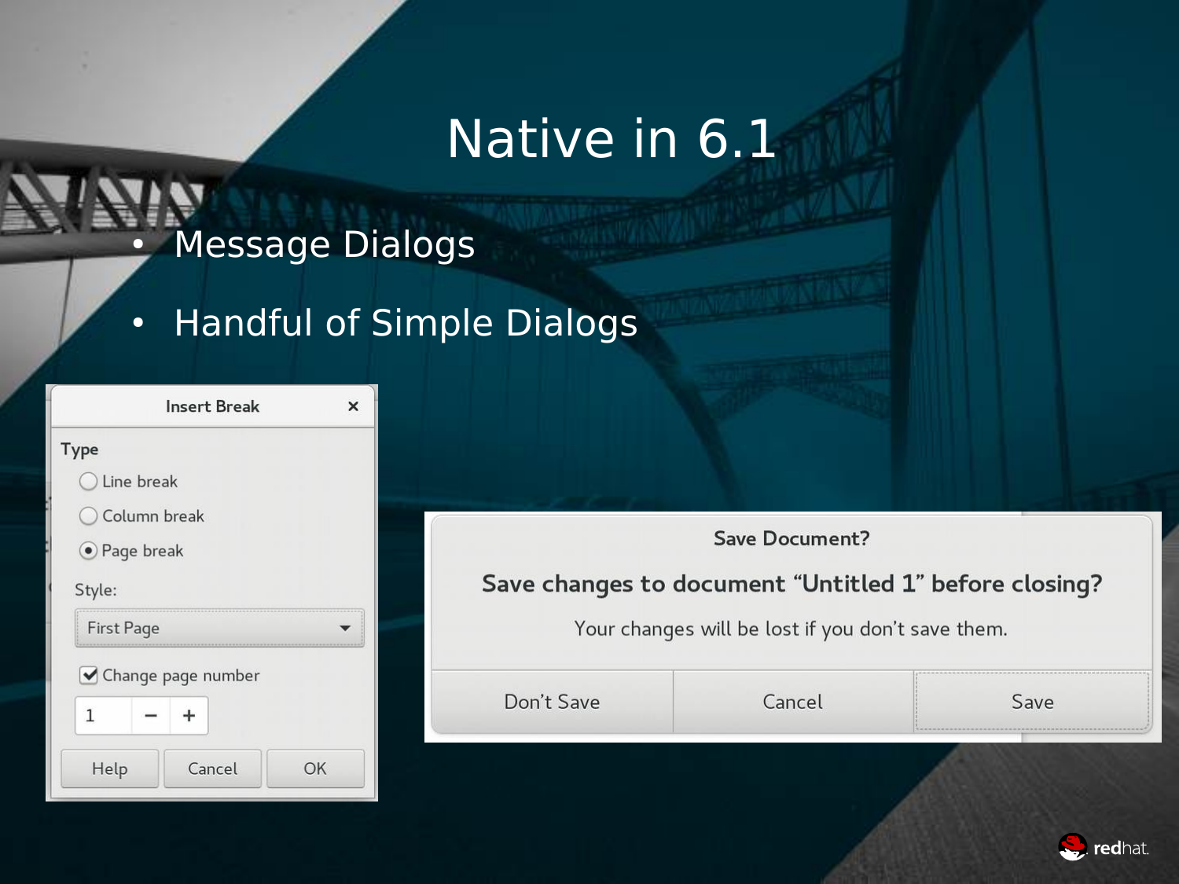# Native in 6.1

- Message Dialogs
- Handful of Simple Dialogs

**Insert Break**

Type

- Line break
- Column break
- Page break

Style:

First Page

Change page number

1

Help | Cancel | OK

**Save Document?**

**Save changes to document "Untitled 1" before closing?**

Your changes will be lost if you don't save them.

Don't Save | Cancel | Save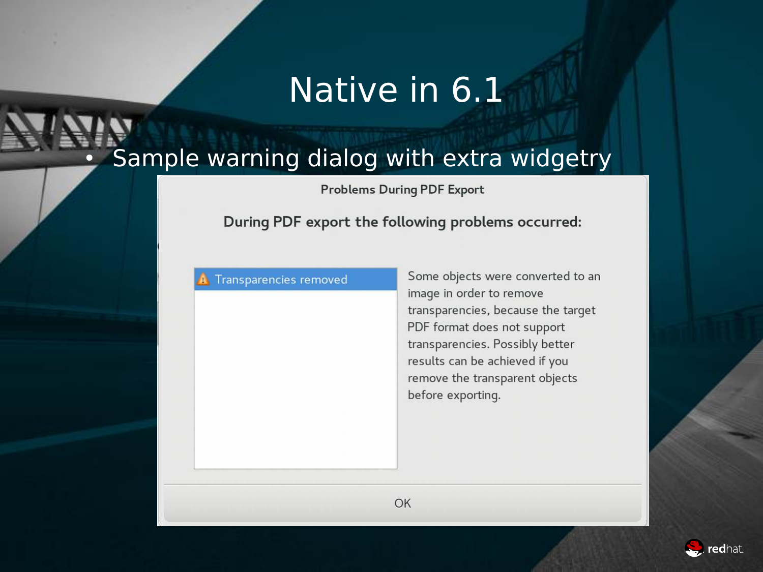# Native in 6.1

- Sample warning dialog with extra widgetry

Problems During PDF Export

During PDF export the following problems occurred:

Transparencies removed

Some objects were converted to an image in order to remove transparencies, because the target PDF format does not support transparencies. Possibly better results can be achieved if you remove the transparent objects before exporting.

OK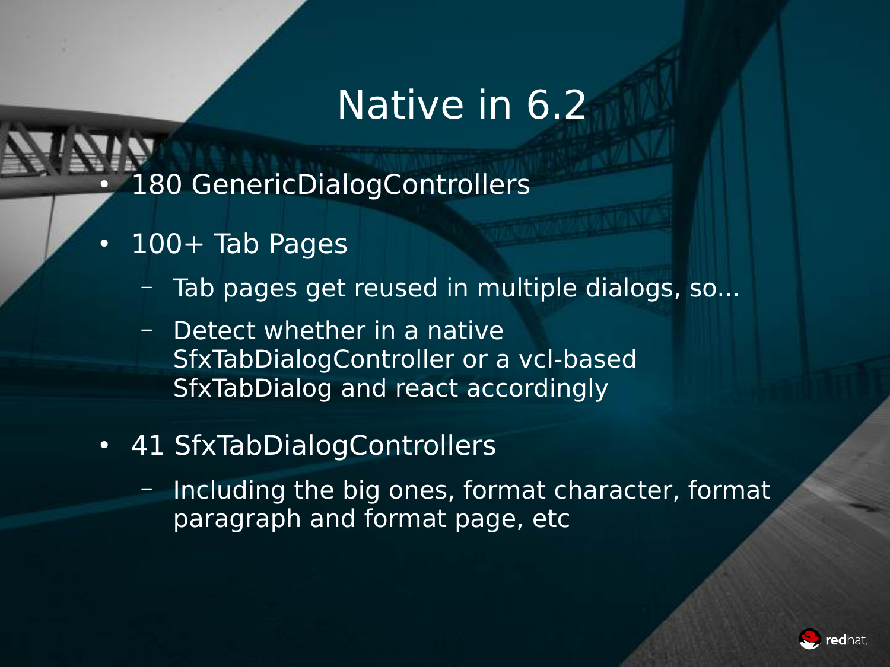# Native in 6.2

- 180 GenericDialogControllers
- 100+ Tab Pages
  - Tab pages get reused in multiple dialogs, so...
  - Detect whether in a native SfxTabDialogController or a vcl-based SfxTabDialog and react accordingly
- 41 SfxTabDialogControllers
  - Including the big ones, format character, format paragraph and format page, etc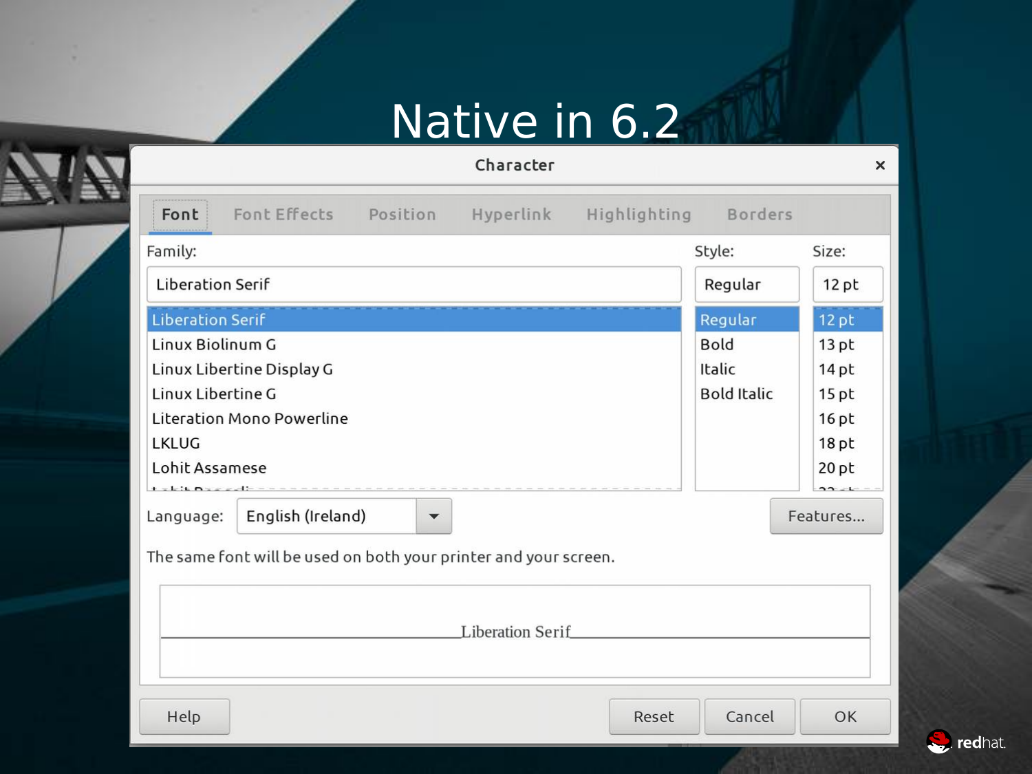# Native in 6.2

Character

Font | Font Effects | Position | Hyperlink | Highlighting | Borders

Family: Liberation Serif

Style: Regular

Size: 12 pt

- Liberation Serif
- Linux Biolinum G
- Linux Libertine Display G
- Linux Libertine G
- Literation Mono Powerline
- LKLUG
- Lohit Assamese

- Regular
- Bold
- Italic
- Bold Italic

- 12 pt
- 13 pt
- 14 pt
- 15 pt
- 16 pt
- 18 pt
- 20 pt

Language: English (Ireland)

Features...

The same font will be used on both your printer and your screen.

Liberation Serif

Help | Reset | Cancel | OK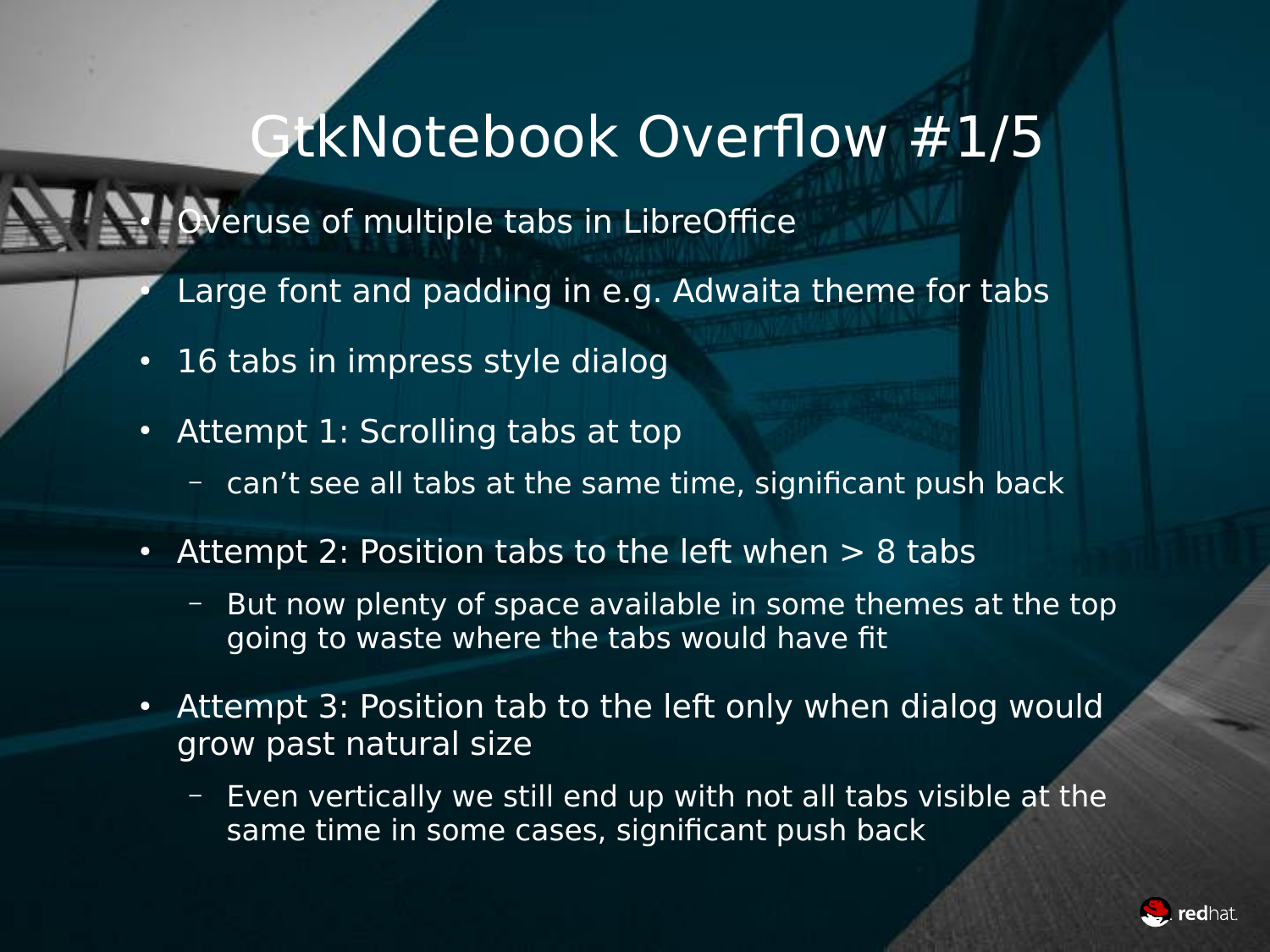# GtkNotebook Overflow #1/5

- Overuse of multiple tabs in LibreOffice
- Large font and padding in e.g. Adwaita theme for tabs
- 16 tabs in impress style dialog
- Attempt 1: Scrolling tabs at top
  - can’t see all tabs at the same time, significant push back
- Attempt 2: Position tabs to the left when > 8 tabs
  - But now plenty of space available in some themes at the top going to waste where the tabs would have fit
- Attempt 3: Position tab to the left only when dialog would grow past natural size
  - Even vertically we still end up with not all tabs visible at the same time in some cases, significant push back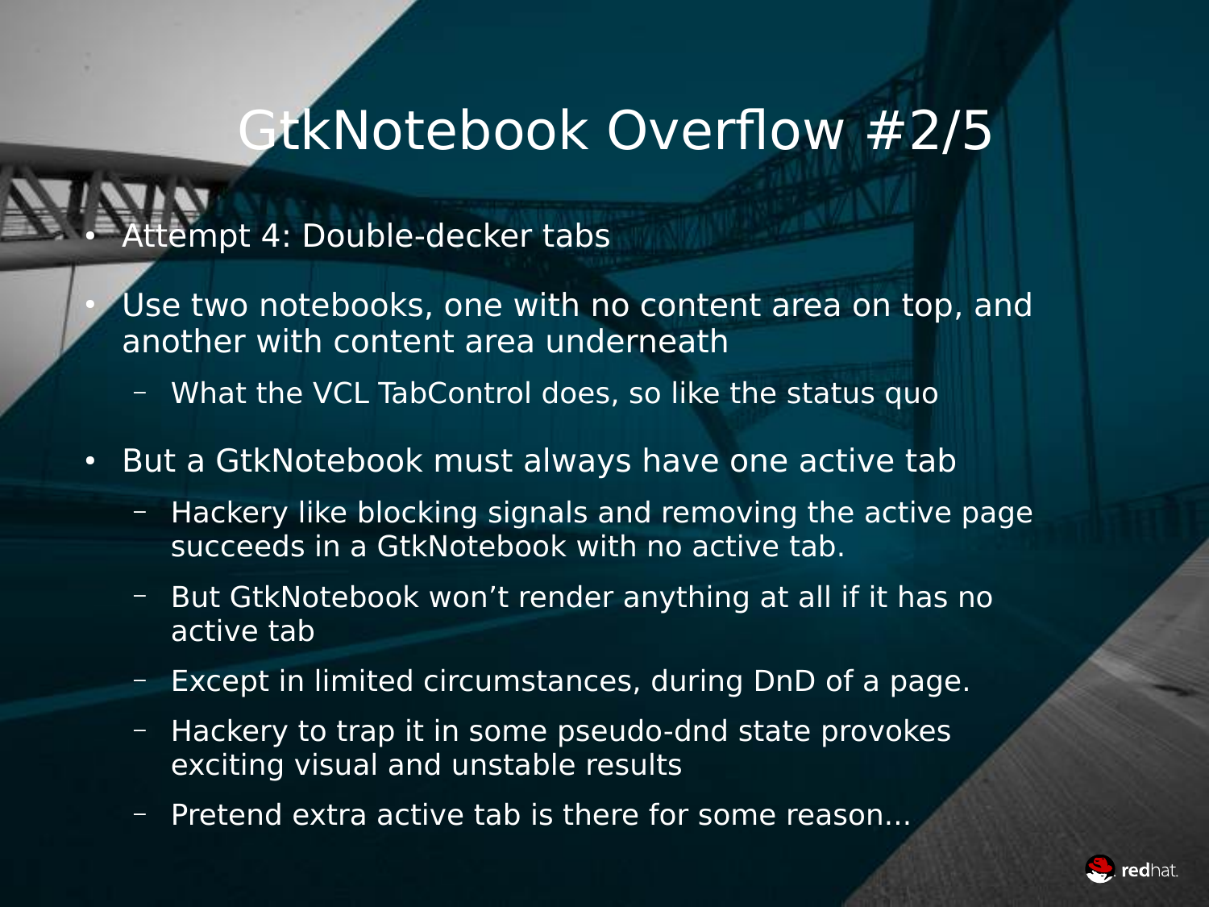# GtkNotebook Overflow #2/5

- Attempt 4: Double-decker tabs
- Use two notebooks, one with no content area on top, and another with content area underneath
  - What the VCL TabControl does, so like the status quo
- But a GtkNotebook must always have one active tab
  - Hackery like blocking signals and removing the active page succeeds in a GtkNotebook with no active tab.
  - But GtkNotebook won't render anything at all if it has no active tab
  - Except in limited circumstances, during DnD of a page.
  - Hackery to trap it in some pseudo-dnd state provokes exciting visual and unstable results
  - Pretend extra active tab is there for some reason...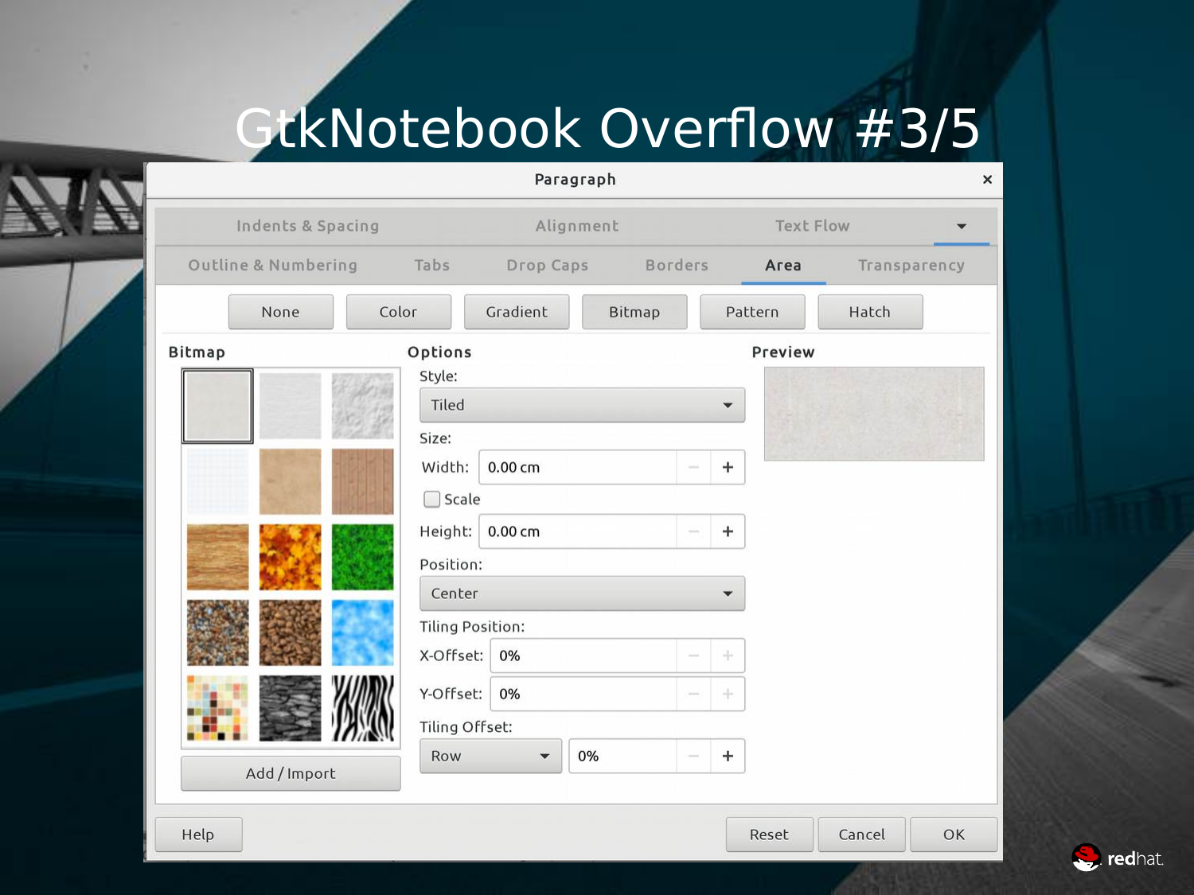# GtkNotebook Overflow #3/5

Paragraph

Indents & Spacing | Alignment | Text Flow

Outline & Numbering | Tabs | Drop Caps | Borders | Area | Transparency

None | Color | Gradient | Bitmap | Pattern | Hatch

**Bitmap**

Add / Import

**Options**

Style:

Tiled

Size:

Width: 0.00 cm

Scale

Height: 0.00 cm

Position:

Center

Tiling Position:

X-Offset: 0%

Y-Offset: 0%

Tiling Offset:

Row 0%

**Preview**

Help | Reset | Cancel | OK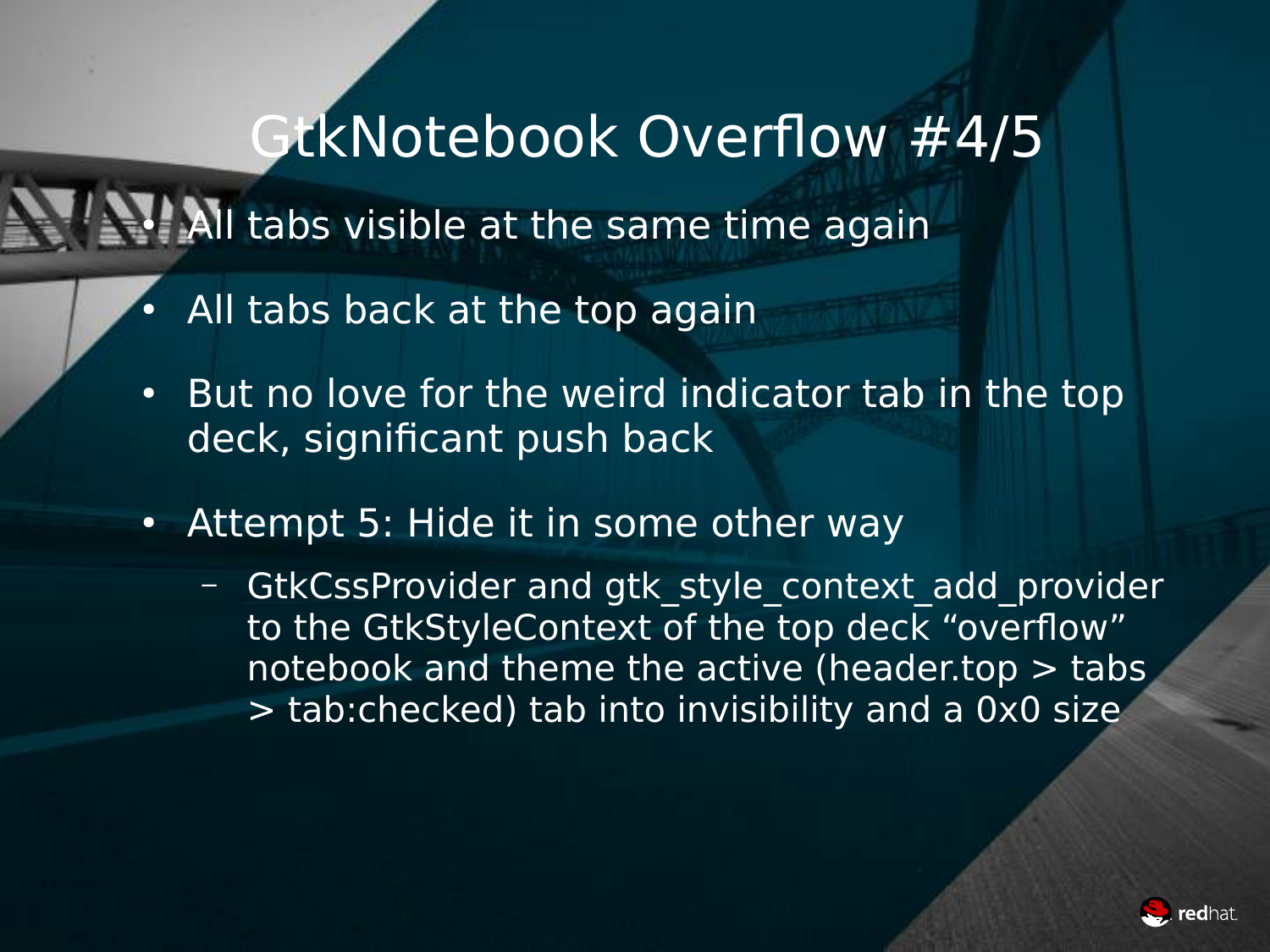# GtkNotebook Overflow #4/5

- All tabs visible at the same time again
- All tabs back at the top again
- But no love for the weird indicator tab in the top deck, significant push back
- Attempt 5: Hide it in some other way
  - GtkCssProvider and gtk_style_context_add_provider to the GtkStyleContext of the top deck “overflow” notebook and theme the active (header.top > tabs > tab:checked) tab into invisibility and a 0x0 size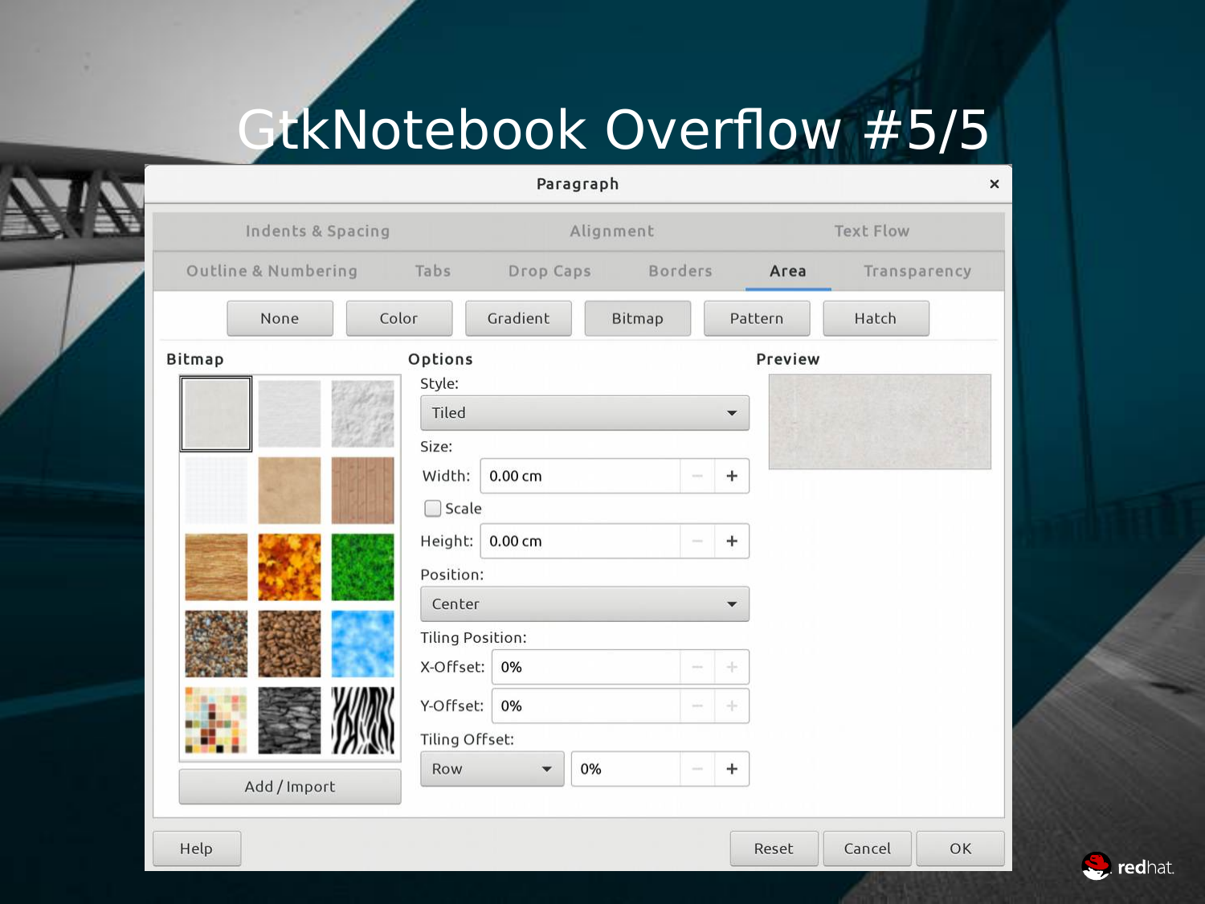# GtkNotebook Overflow #5/5

Paragraph

Indents & Spacing | Alignment | Text Flow

Outline & Numbering | Tabs | Drop Caps | Borders | Area | Transparency

None | Color | Gradient | Bitmap | Pattern | Hatch

**Bitmap**

Add / Import

**Options**

Style:

Tiled

Size:

Width: 0.00 cm

Scale

Height: 0.00 cm

Position:

Center

Tiling Position:

X-Offset: 0%

Y-Offset: 0%

Tiling Offset:

Row 0%

**Preview**

Help | Reset | Cancel | OK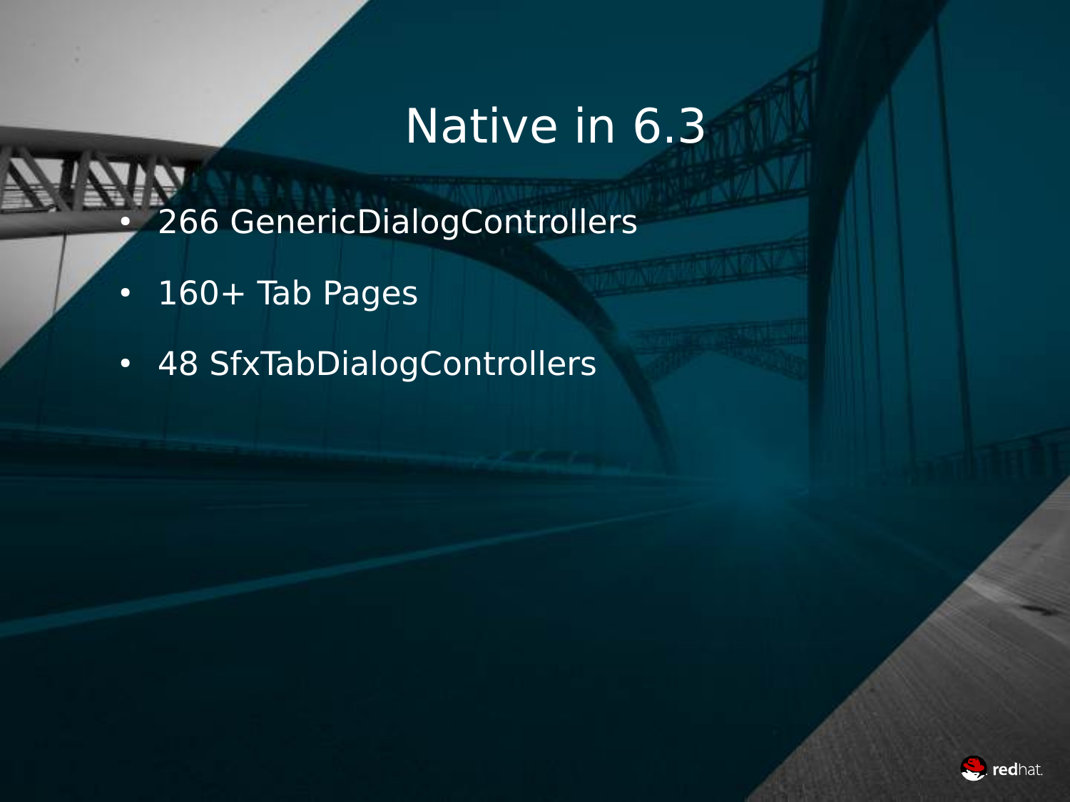# Native in 6.3

- 266 GenericDialogControllers
- 160+ Tab Pages
- 48 SfxTabDialogControllers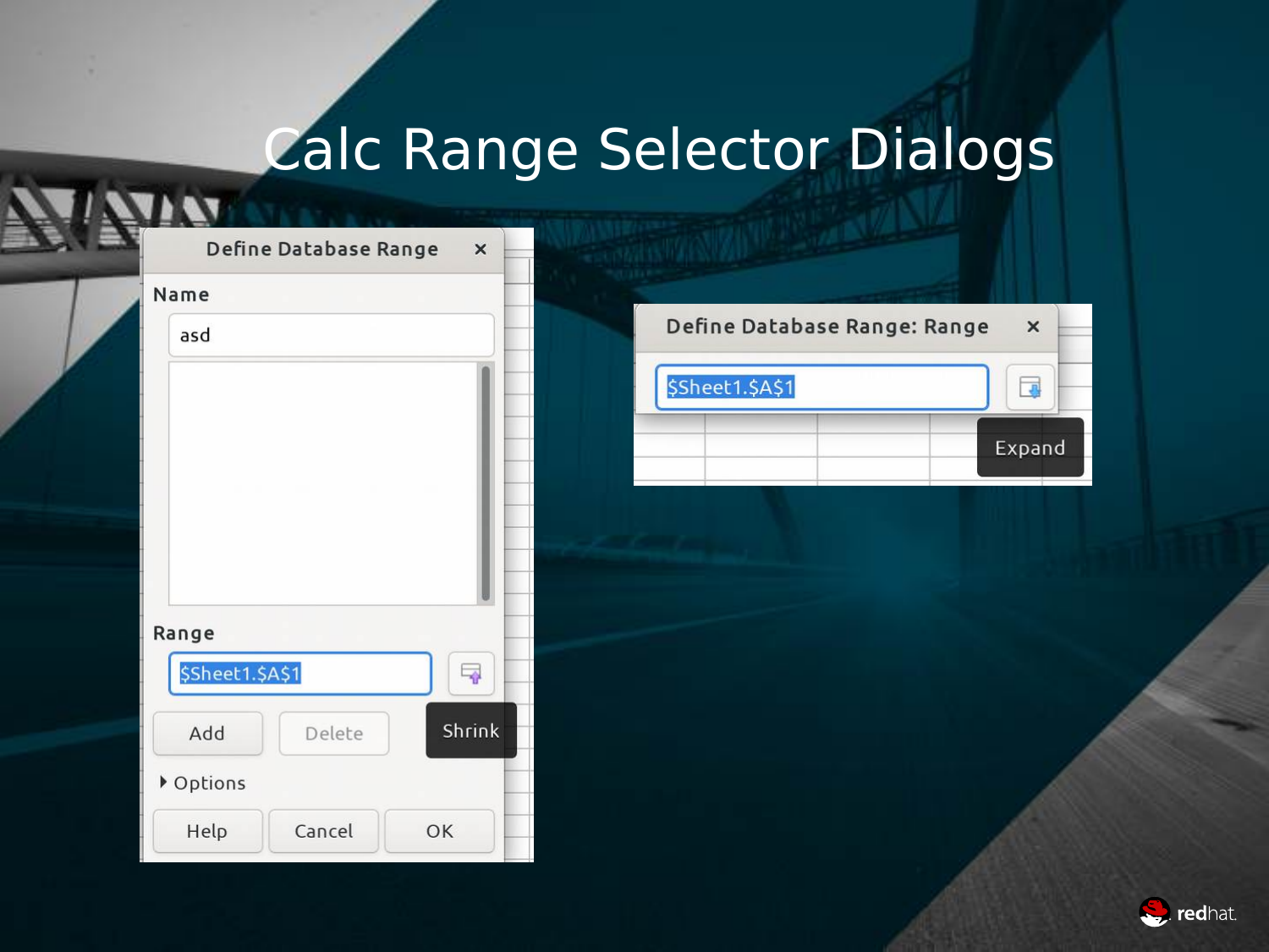# Calc Range Selector Dialogs

Define Database Range

Name

asd

Range

$Sheet1.$A$1

Shrink

Add Delete

Options

Help Cancel OK

Define Database Range: Range

$Sheet1.$A$1

Expand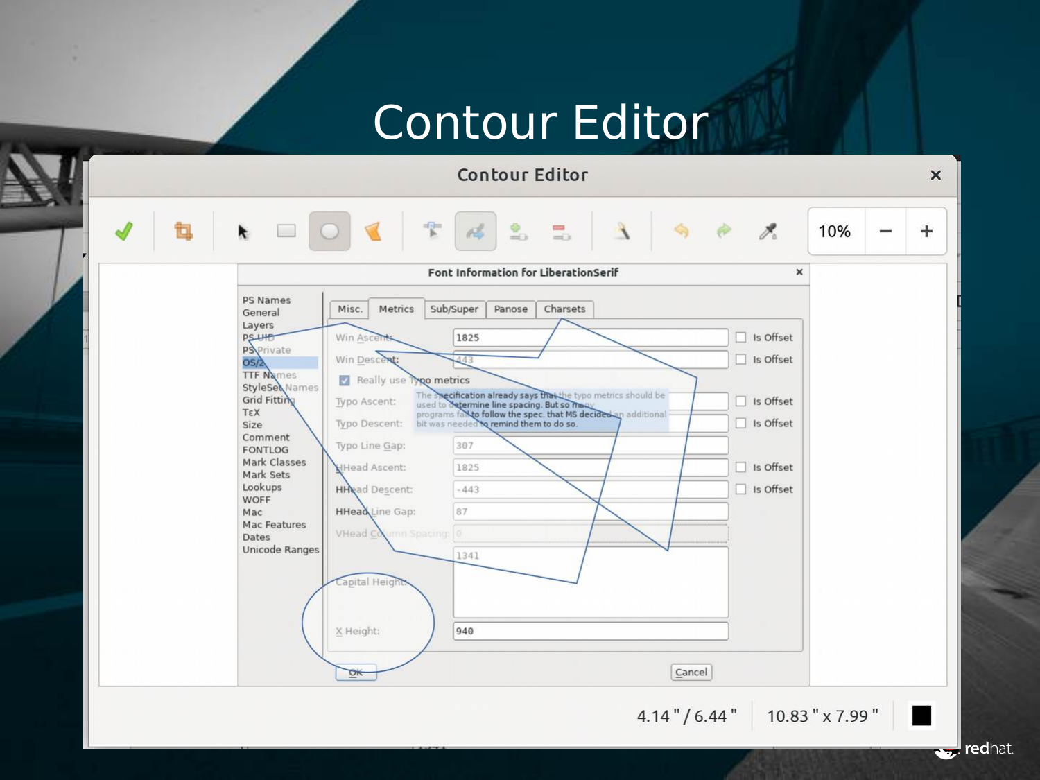# Contour Editor

Contour Editor

10%

Font Information for LiberationSerif

PS Names
General
Layers
PS UID
PS Private
OS/2
TTF Names
StyleSet Names
Grid Fitting
TeX
Size
Comment
FONTLOG
Mark Classes
Mark Sets
Lookups
WOFF
Mac
Mac Features
Dates
Unicode Ranges

Misc. | Metrics | Sub/Super | Panose | Charsets

Win Ascent: 1825 — Is Offset

Win Descent: 443 — Is Offset

Really use Typo metrics

The specification already says that the typo metrics should be used to determine line spacing. But so many programs fail to follow the spec. that MS decided an additional bit was needed to remind them to do so.

Typo Ascent: — Is Offset

Typo Descent: — Is Offset

Typo Line Gap: 307

HHead Ascent: 1825 — Is Offset

HHead Descent: -443 — Is Offset

HHead Line Gap: 87

VHead Column Spacing: 0

Capital Height: 1341

X Height: 940

OK — Cancel

4.14 " / 6.44 " — 10.83 " x 7.99 "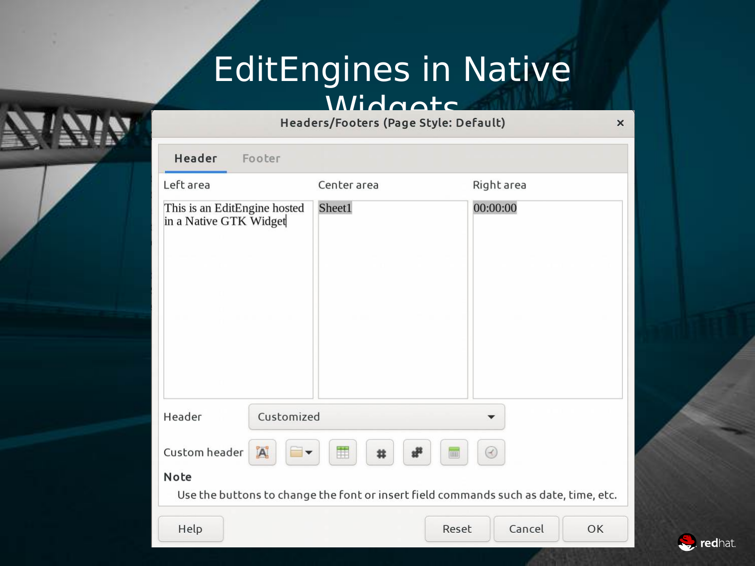# EditEngines in Native Widgets

Headers/Footers (Page Style: Default)

Header | Footer

Left area | Center area | Right area

This is an EditEngine hosted in a Native GTK Widget | Sheet1 | 00:00:00

Header: Customized

Custom header

**Note**

Use the buttons to change the font or insert field commands such as date, time, etc.

Help | Reset | Cancel | OK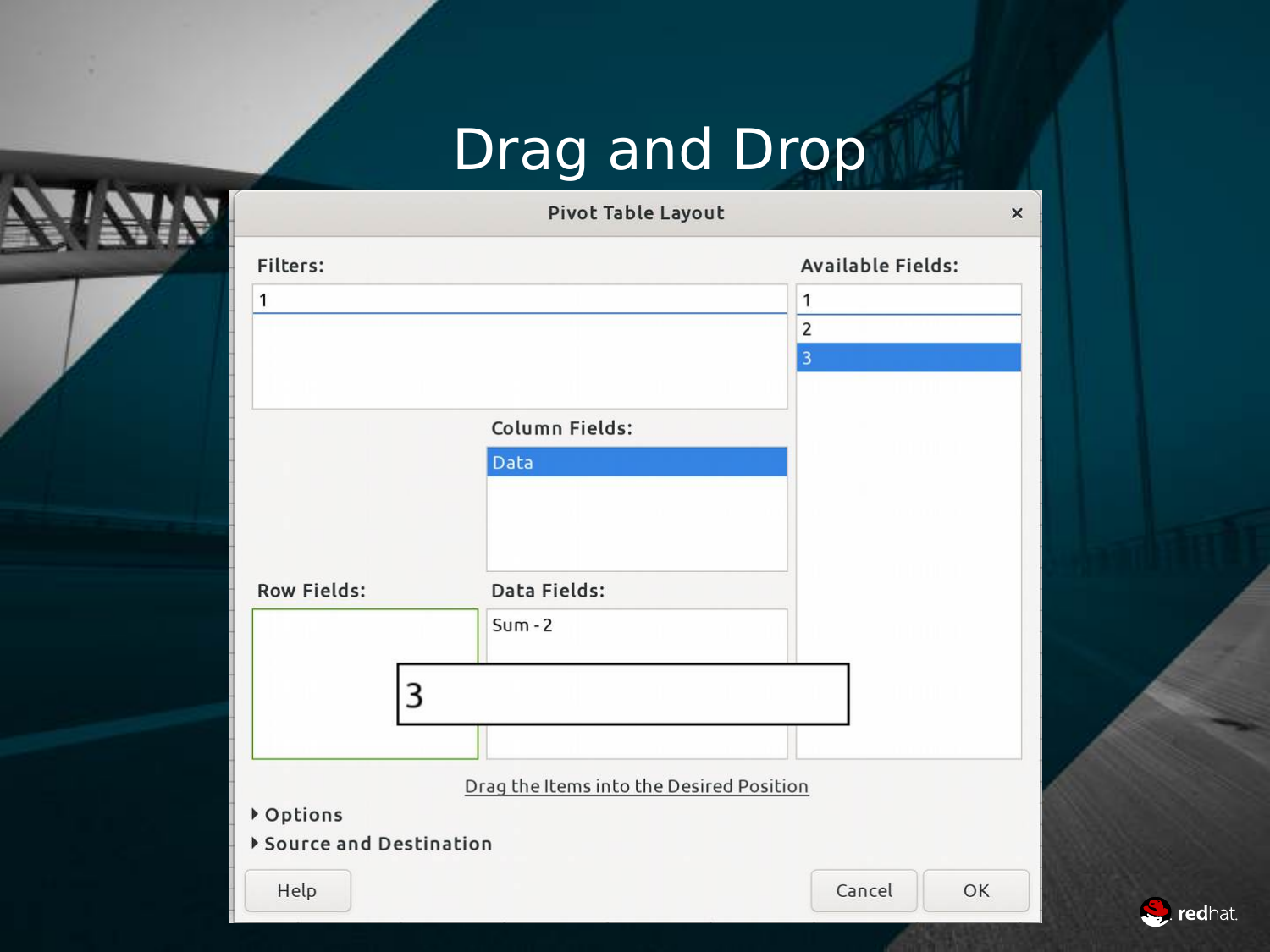# Drag and Drop

Pivot Table Layout

**Filters:**

- 1

**Available Fields:**

- 1
- 2
- 3

**Column Fields:**

- Data

**Row Fields:**

**Data Fields:**

- Sum - 2

3

Drag the Items into the Desired Position

- Options
- Source and Destination

Help | Cancel | OK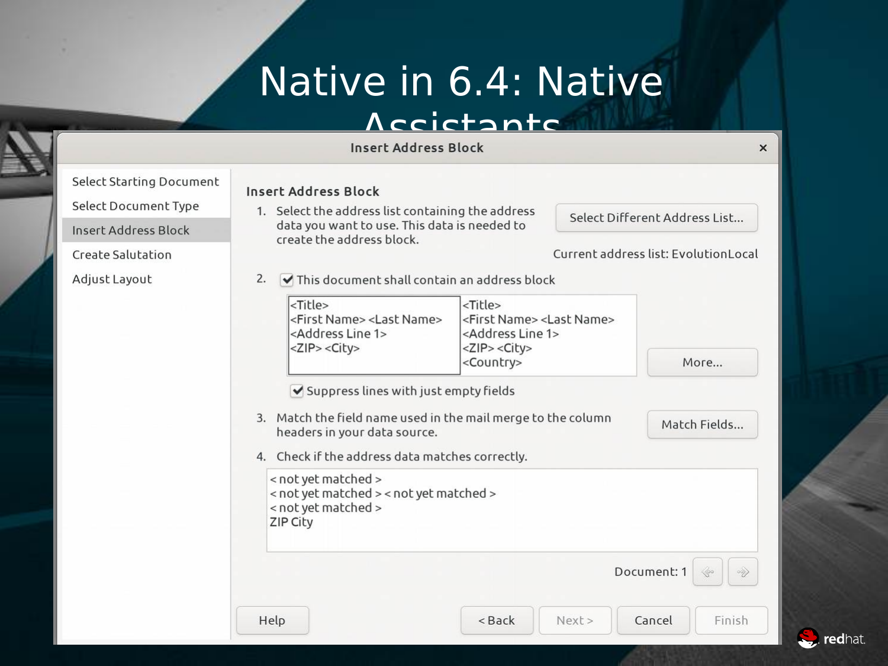# Native in 6.4: Native Assistants

**Insert Address Block**

- Select Starting Document
- Select Document Type
- Insert Address Block
- Create Salutation
- Adjust Layout

## Insert Address Block

1. Select the address list containing the address data you want to use. This data is needed to create the address block.

   Select Different Address List...

   Current address list: EvolutionLocal

2. ☑ This document shall contain an address block

   | | |
   |---|---|
   | <Title><br><First Name> <Last Name><br><Address Line 1><br><ZIP> <City> | <Title><br><First Name> <Last Name><br><Address Line 1><br><ZIP> <City><br><Country> |

   More...

   ☑ Suppress lines with just empty fields

3. Match the field name used in the mail merge to the column headers in your data source.

   Match Fields...

4. Check if the address data matches correctly.

   < not yet matched >
   < not yet matched > < not yet matched >
   < not yet matched >
   ZIP City

   Document: 1

Help | < Back | Next > | Cancel | Finish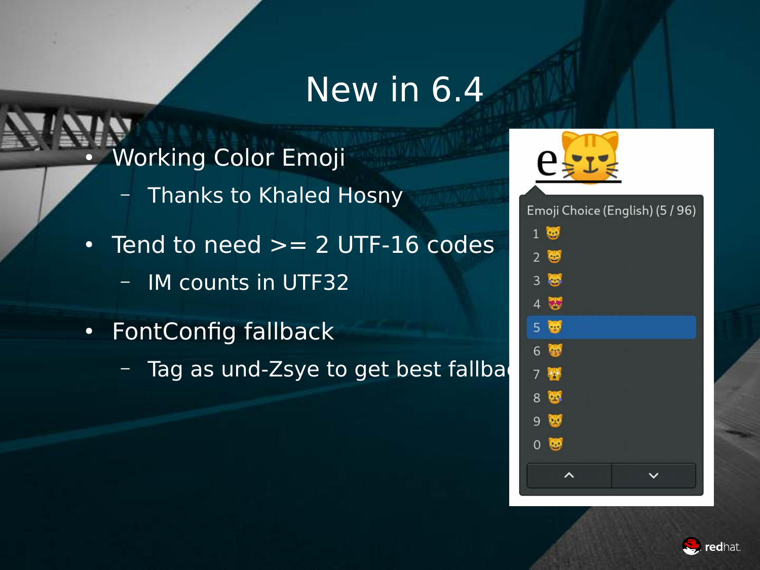# New in 6.4

- Working Color Emoji
  - Thanks to Khaled Hosny
- Tend to need >= 2 UTF-16 codes
  - IM counts in UTF32
- FontConfig fallback
  - Tag as und-Zsye to get best fallba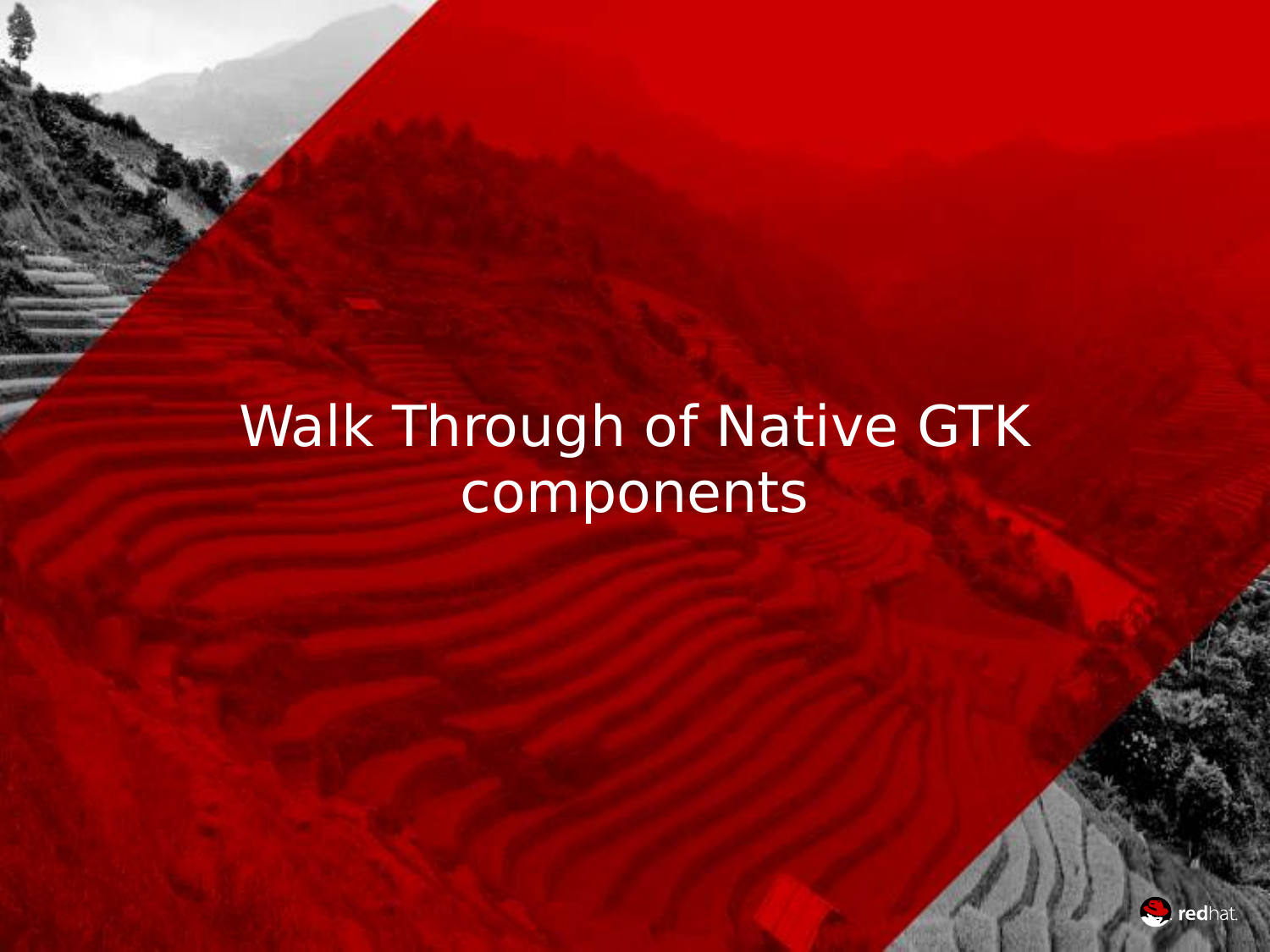# Walk Through of Native GTK components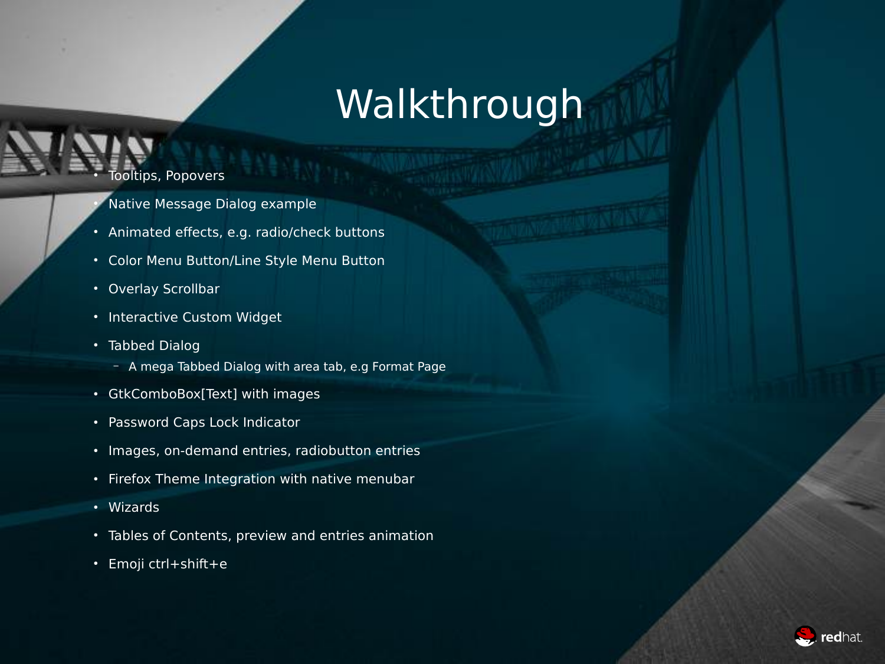# Walkthrough

- Tooltips, Popovers
- Native Message Dialog example
- Animated effects, e.g. radio/check buttons
- Color Menu Button/Line Style Menu Button
- Overlay Scrollbar
- Interactive Custom Widget
- Tabbed Dialog
  - A mega Tabbed Dialog with area tab, e.g Format Page
- GtkComboBox[Text] with images
- Password Caps Lock Indicator
- Images, on-demand entries, radiobutton entries
- Firefox Theme Integration with native menubar
- Wizards
- Tables of Contents, preview and entries animation
- Emoji ctrl+shift+e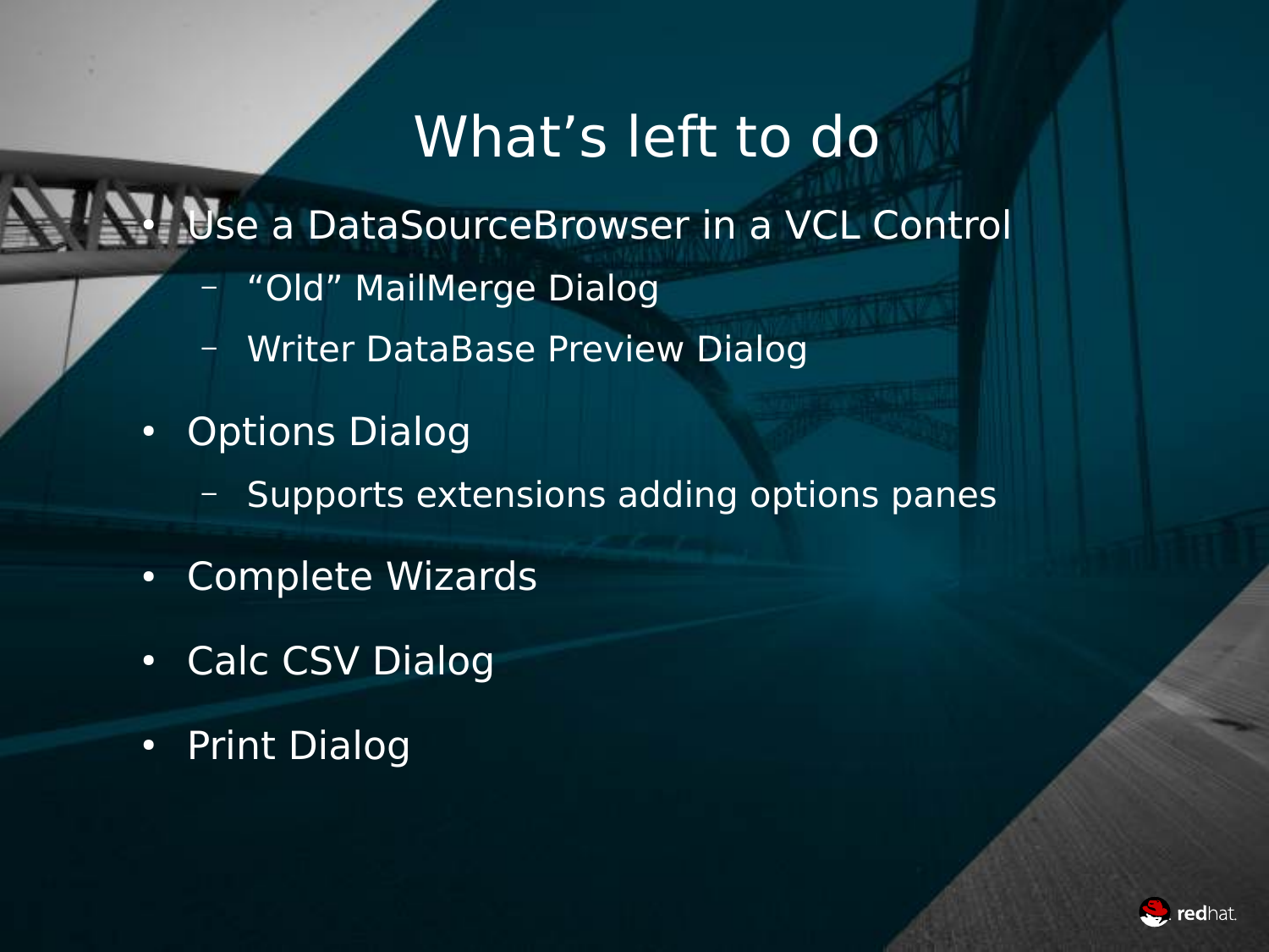# What’s left to do

- Use a DataSourceBrowser in a VCL Control
  - “Old” MailMerge Dialog
  - Writer DataBase Preview Dialog
- Options Dialog
  - Supports extensions adding options panes
- Complete Wizards
- Calc CSV Dialog
- Print Dialog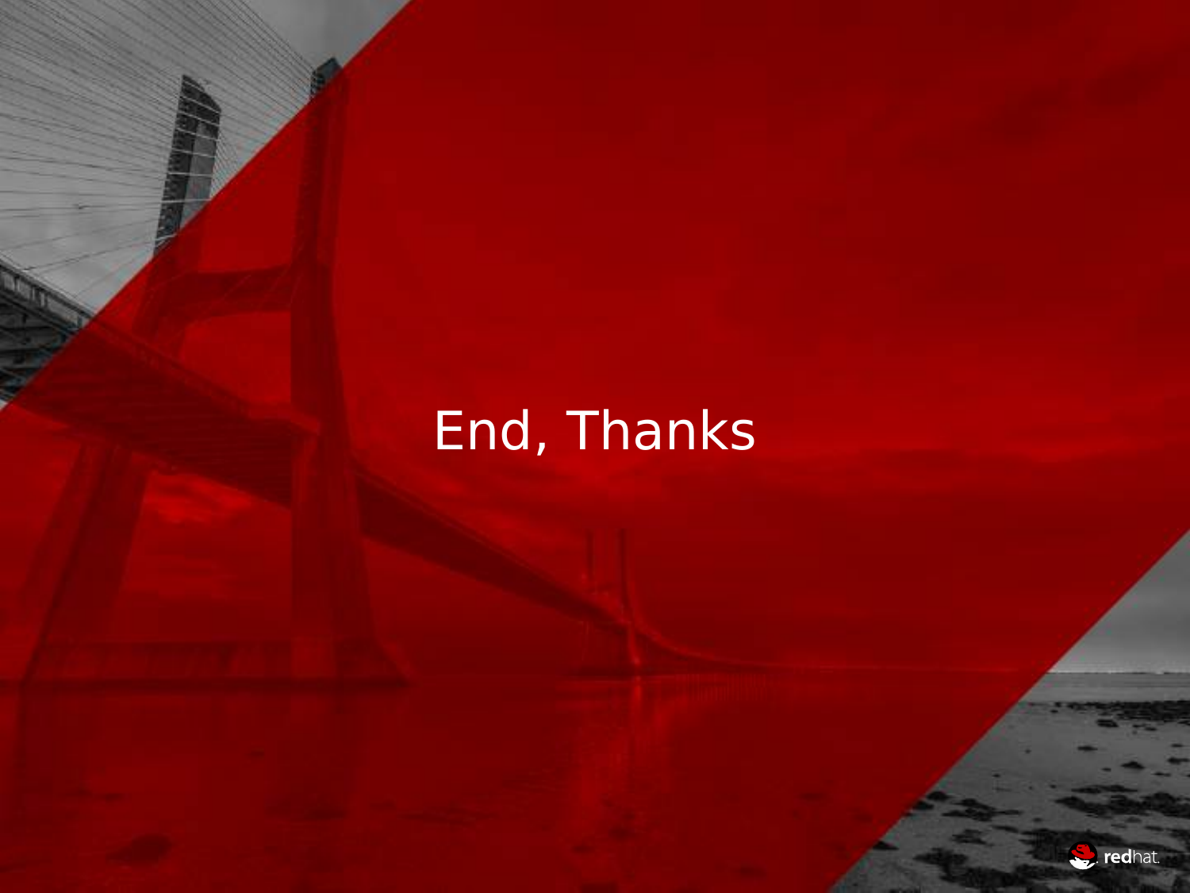End, Thanks